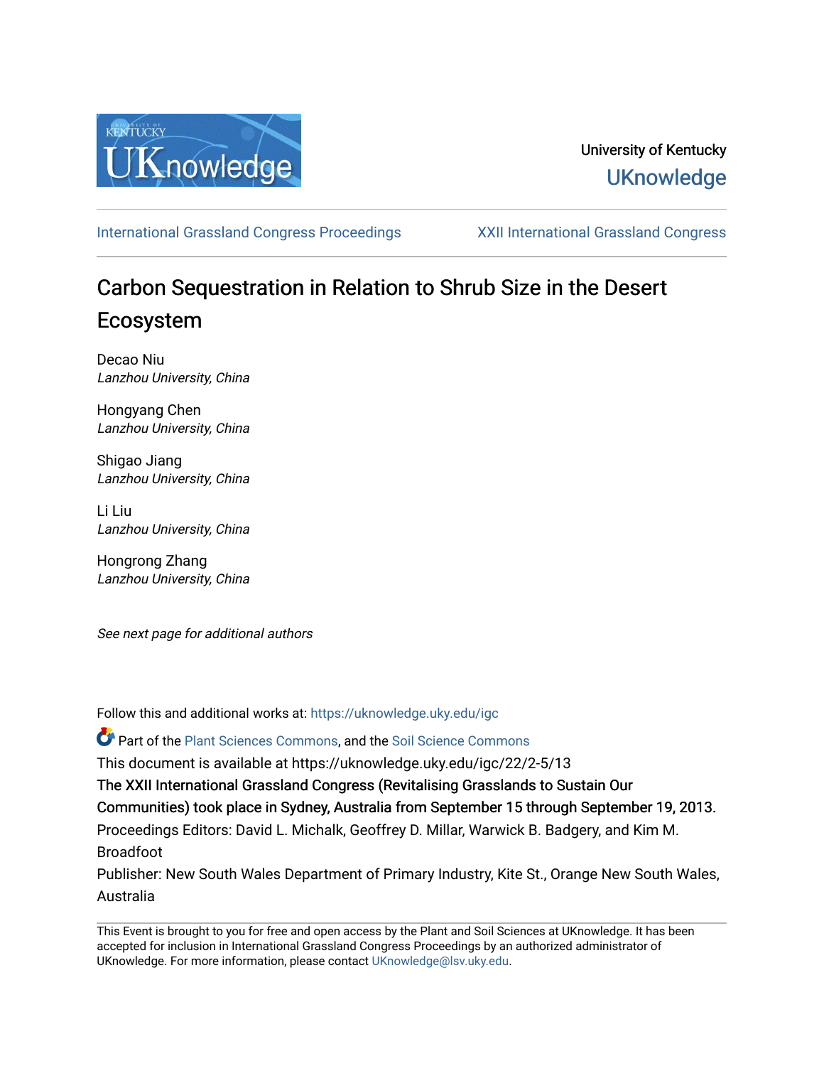University of Kentucky

UKnowledge

International Grassland Congress Proceedings | XXII International Grassland Congress

# Carbon Sequestration in Relation to Shrub Size in the Desert Ecosystem

Decao Niu
*Lanzhou University, China*

Hongyang Chen
*Lanzhou University, China*

Shigao Jiang
*Lanzhou University, China*

Li Liu
*Lanzhou University, China*

Hongrong Zhang
*Lanzhou University, China*

*See next page for additional authors*

Follow this and additional works at: https://uknowledge.uky.edu/igc

Part of the Plant Sciences Commons, and the Soil Science Commons

This document is available at https://uknowledge.uky.edu/igc/22/2-5/13

The XXII International Grassland Congress (Revitalising Grasslands to Sustain Our Communities) took place in Sydney, Australia from September 15 through September 19, 2013.

Proceedings Editors: David L. Michalk, Geoffrey D. Millar, Warwick B. Badgery, and Kim M. Broadfoot

Publisher: New South Wales Department of Primary Industry, Kite St., Orange New South Wales, Australia

This Event is brought to you for free and open access by the Plant and Soil Sciences at UKnowledge. It has been accepted for inclusion in International Grassland Congress Proceedings by an authorized administrator of UKnowledge. For more information, please contact UKnowledge@lsv.uky.edu.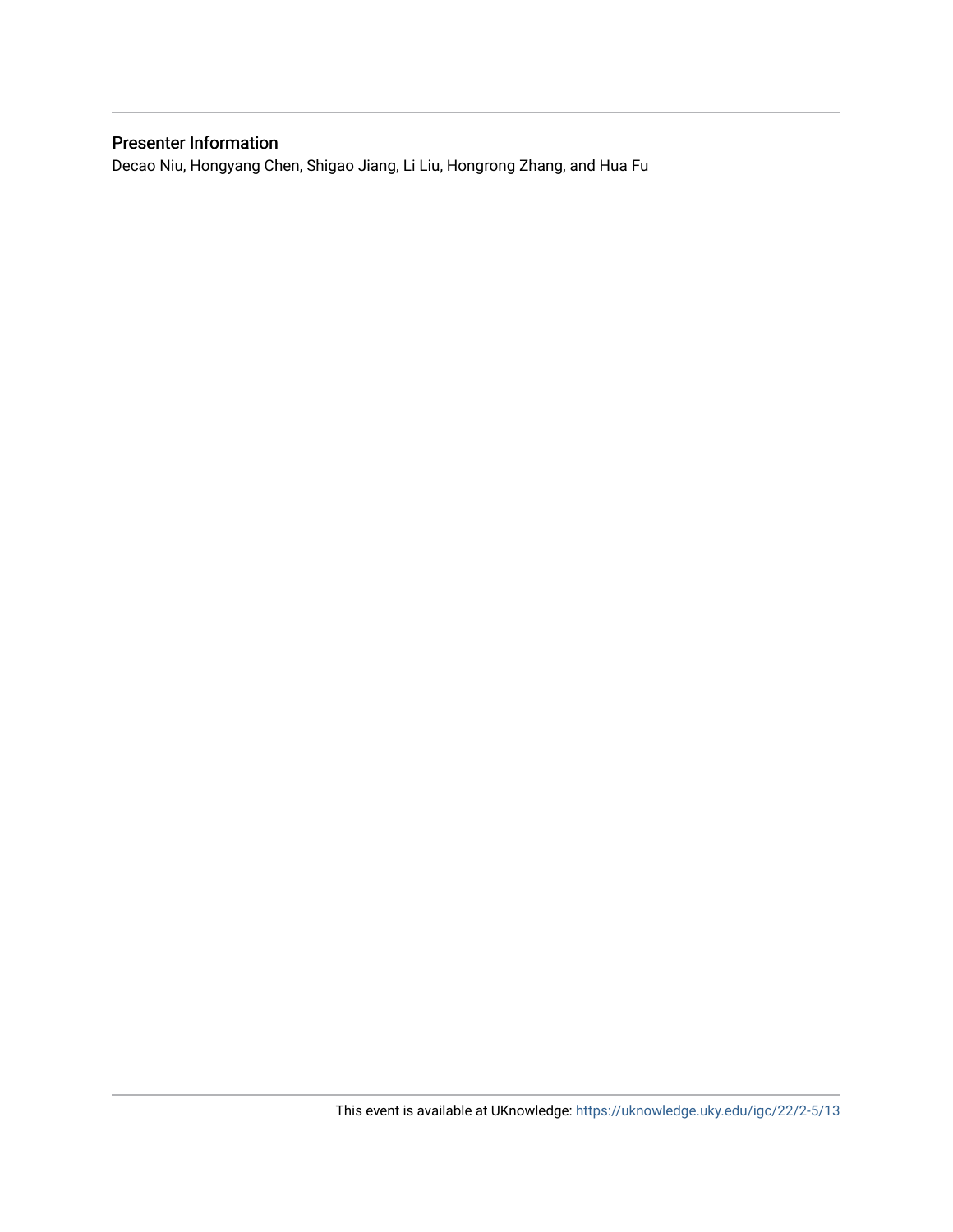## Presenter Information

Decao Niu, Hongyang Chen, Shigao Jiang, Li Liu, Hongrong Zhang, and Hua Fu

This event is available at UKnowledge: https://uknowledge.uky.edu/igc/22/2-5/13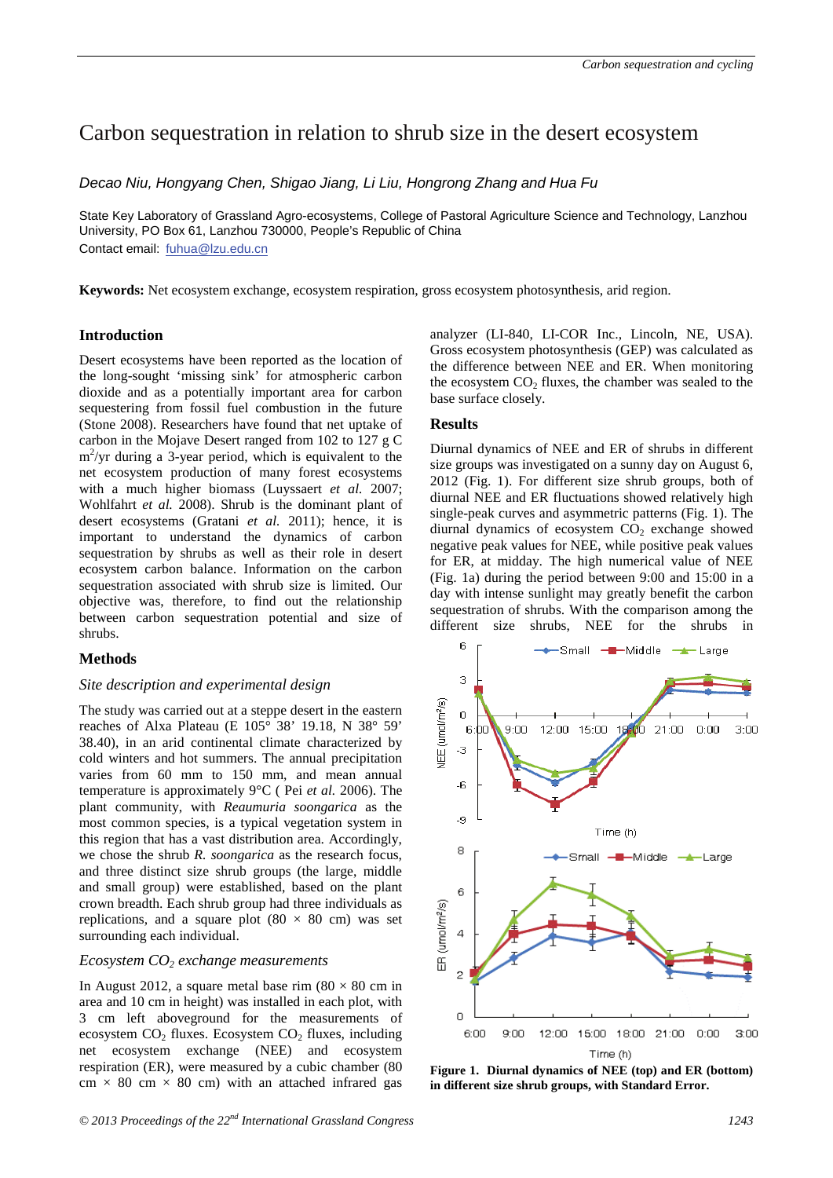# Carbon sequestration in relation to shrub size in the desert ecosystem

*Decao Niu, Hongyang Chen, Shigao Jiang, Li Liu, Hongrong Zhang and Hua Fu*

State Key Laboratory of Grassland Agro-ecosystems, College of Pastoral Agriculture Science and Technology, Lanzhou University, PO Box 61, Lanzhou 730000, People's Republic of China
Contact email: fuhua@lzu.edu.cn

**Keywords:** Net ecosystem exchange, ecosystem respiration, gross ecosystem photosynthesis, arid region.

## Introduction

Desert ecosystems have been reported as the location of the long-sought 'missing sink' for atmospheric carbon dioxide and as a potentially important area for carbon sequestering from fossil fuel combustion in the future (Stone 2008). Researchers have found that net uptake of carbon in the Mojave Desert ranged from 102 to 127 g C $m^2$/yr during a 3-year period, which is equivalent to the net ecosystem production of many forest ecosystems with a much higher biomass (Luyssaert *et al.* 2007; Wohlfahrt *et al.* 2008). Shrub is the dominant plant of desert ecosystems (Gratani *et al.* 2011); hence, it is important to understand the dynamics of carbon sequestration by shrubs as well as their role in desert ecosystem carbon balance. Information on the carbon sequestration associated with shrub size is limited. Our objective was, therefore, to find out the relationship between carbon sequestration potential and size of shrubs.

## Methods

### *Site description and experimental design*

The study was carried out at a steppe desert in the eastern reaches of Alxa Plateau (E 105° 38' 19.18, N 38° 59' 38.40), in an arid continental climate characterized by cold winters and hot summers. The annual precipitation varies from 60 mm to 150 mm, and mean annual temperature is approximately 9°C ( Pei *et al.* 2006). The plant community, with *Reaumuria soongarica* as the most common species, is a typical vegetation system in this region that has a vast distribution area. Accordingly, we chose the shrub *R. soongarica* as the research focus, and three distinct size shrub groups (the large, middle and small group) were established, based on the plant crown breadth. Each shrub group had three individuals as replications, and a square plot (80 × 80 cm) was set surrounding each individual.

### *Ecosystem $CO_2$ exchange measurements*

In August 2012, a square metal base rim (80 × 80 cm in area and 10 cm in height) was installed in each plot, with 3 cm left aboveground for the measurements of ecosystem $CO_2$ fluxes. Ecosystem $CO_2$ fluxes, including net ecosystem exchange (NEE) and ecosystem respiration (ER), were measured by a cubic chamber (80 cm × 80 cm × 80 cm) with an attached infrared gas analyzer (LI-840, LI-COR Inc., Lincoln, NE, USA). Gross ecosystem photosynthesis (GEP) was calculated as the difference between NEE and ER. When monitoring the ecosystem $CO_2$ fluxes, the chamber was sealed to the base surface closely.

## Results

Diurnal dynamics of NEE and ER of shrubs in different size groups was investigated on a sunny day on August 6, 2012 (Fig. 1). For different size shrub groups, both of diurnal NEE and ER fluctuations showed relatively high single-peak curves and asymmetric patterns (Fig. 1). The diurnal dynamics of ecosystem $CO_2$ exchange showed negative peak values for NEE, while positive peak values for ER, at midday. The high numerical value of NEE (Fig. 1a) during the period between 9:00 and 15:00 in a day with intense sunlight may greatly benefit the carbon sequestration of shrubs. With the comparison among the different size shrubs, NEE for the shrubs in

**Figure 1. Diurnal dynamics of NEE (top) and ER (bottom) in different size shrub groups, with Standard Error.**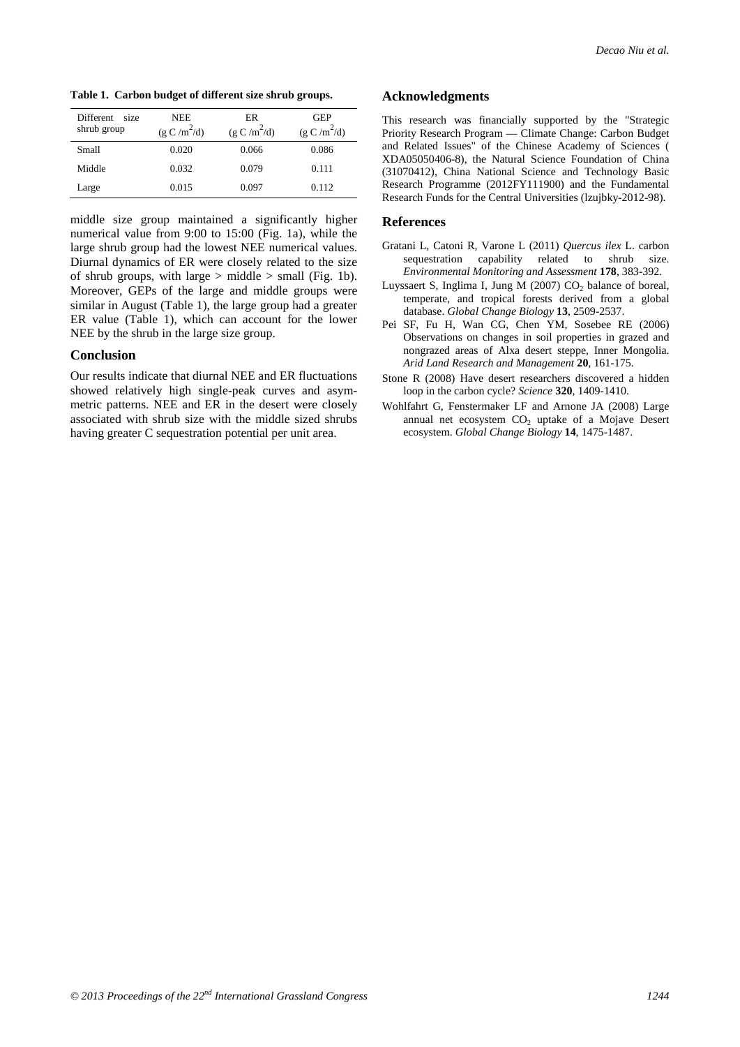**Table 1. Carbon budget of different size shrub groups.**

| Different size shrub group | NEE ($g C/m^2/d$) | ER ($g C/m^2/d$) | GEP ($g C/m^2/d$) |
|---|---|---|---|
| Small | 0.020 | 0.066 | 0.086 |
| Middle | 0.032 | 0.079 | 0.111 |
| Large | 0.015 | 0.097 | 0.112 |

middle size group maintained a significantly higher numerical value from 9:00 to 15:00 (Fig. 1a), while the large shrub group had the lowest NEE numerical values. Diurnal dynamics of ER were closely related to the size of shrub groups, with large > middle > small (Fig. 1b). Moreover, GEPs of the large and middle groups were similar in August (Table 1), the large group had a greater ER value (Table 1), which can account for the lower NEE by the shrub in the large size group.

## Conclusion

Our results indicate that diurnal NEE and ER fluctuations showed relatively high single-peak curves and asymmetric patterns. NEE and ER in the desert were closely associated with shrub size with the middle sized shrubs having greater C sequestration potential per unit area.

## Acknowledgments

This research was financially supported by the "Strategic Priority Research Program — Climate Change: Carbon Budget and Related Issues" of the Chinese Academy of Sciences ( XDA05050406-8), the Natural Science Foundation of China (31070412), China National Science and Technology Basic Research Programme (2012FY111900) and the Fundamental Research Funds for the Central Universities (lzujbky-2012-98).

## References

Gratani L, Catoni R, Varone L (2011) *Quercus ilex* L. carbon sequestration capability related to shrub size. *Environmental Monitoring and Assessment* **178**, 383-392.

Luyssaert S, Inglima I, Jung M (2007) $CO_2$ balance of boreal, temperate, and tropical forests derived from a global database. *Global Change Biology* **13**, 2509-2537.

Pei SF, Fu H, Wan CG, Chen YM, Sosebee RE (2006) Observations on changes in soil properties in grazed and nongrazed areas of Alxa desert steppe, Inner Mongolia. *Arid Land Research and Management* **20**, 161-175.

Stone R (2008) Have desert researchers discovered a hidden loop in the carbon cycle? *Science* **320**, 1409-1410.

Wohlfahrt G, Fenstermaker LF and Arnone JA (2008) Large annual net ecosystem $CO_2$ uptake of a Mojave Desert ecosystem. *Global Change Biology* **14**, 1475-1487.